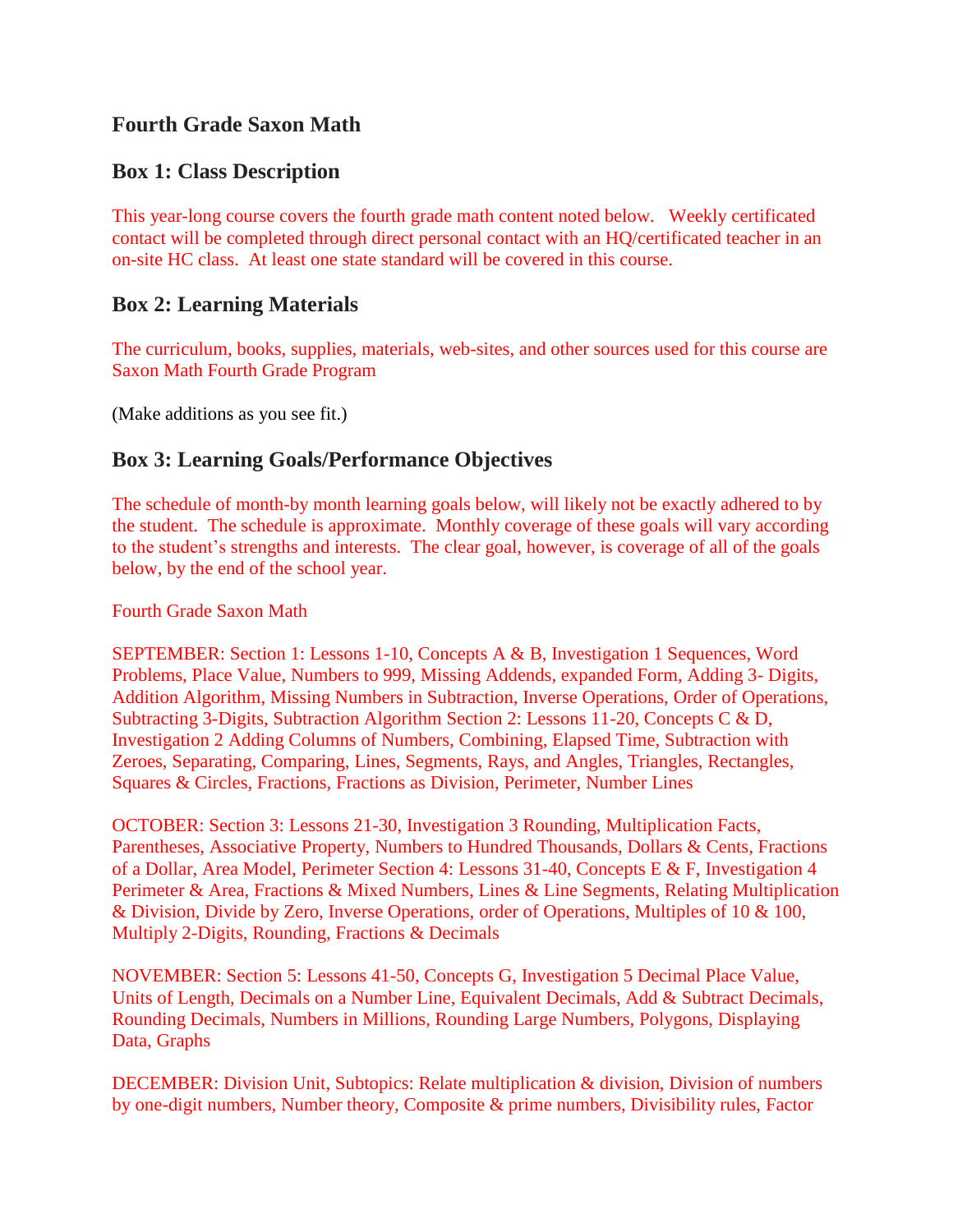## Fourth Grade Saxon Math

## Box 1: Class Description

This year-long course covers the fourth grade math content noted below. Weekly certificated contact will be completed through direct personal contact with an HQ/certificated teacher in an on-site HC class. At least one state standard will be covered in this course.

## Box 2: Learning Materials

The curriculum, books, supplies, materials, web-sites, and other sources used for this course are Saxon Math Fourth Grade Program

(Make additions as you see fit.)

## Box 3: Learning Goals/Performance Objectives

The schedule of month-by month learning goals below, will likely not be exactly adhered to by the student. The schedule is approximate. Monthly coverage of these goals will vary according to the student's strengths and interests. The clear goal, however, is coverage of all of the goals below, by the end of the school year.

Fourth Grade Saxon Math

SEPTEMBER: Section 1: Lessons 1-10, Concepts A & B, Investigation 1 Sequences, Word Problems, Place Value, Numbers to 999, Missing Addends, expanded Form, Adding 3- Digits, Addition Algorithm, Missing Numbers in Subtraction, Inverse Operations, Order of Operations, Subtracting 3-Digits, Subtraction Algorithm Section 2: Lessons 11-20, Concepts C & D, Investigation 2 Adding Columns of Numbers, Combining, Elapsed Time, Subtraction with Zeroes, Separating, Comparing, Lines, Segments, Rays, and Angles, Triangles, Rectangles, Squares & Circles, Fractions, Fractions as Division, Perimeter, Number Lines

OCTOBER: Section 3: Lessons 21-30, Investigation 3 Rounding, Multiplication Facts, Parentheses, Associative Property, Numbers to Hundred Thousands, Dollars & Cents, Fractions of a Dollar, Area Model, Perimeter Section 4: Lessons 31-40, Concepts E & F, Investigation 4 Perimeter & Area, Fractions & Mixed Numbers, Lines & Line Segments, Relating Multiplication & Division, Divide by Zero, Inverse Operations, order of Operations, Multiples of 10 & 100, Multiply 2-Digits, Rounding, Fractions & Decimals

NOVEMBER: Section 5: Lessons 41-50, Concepts G, Investigation 5 Decimal Place Value, Units of Length, Decimals on a Number Line, Equivalent Decimals, Add & Subtract Decimals, Rounding Decimals, Numbers in Millions, Rounding Large Numbers, Polygons, Displaying Data, Graphs

DECEMBER: Division Unit, Subtopics: Relate multiplication & division, Division of numbers by one-digit numbers, Number theory, Composite & prime numbers, Divisibility rules, Factor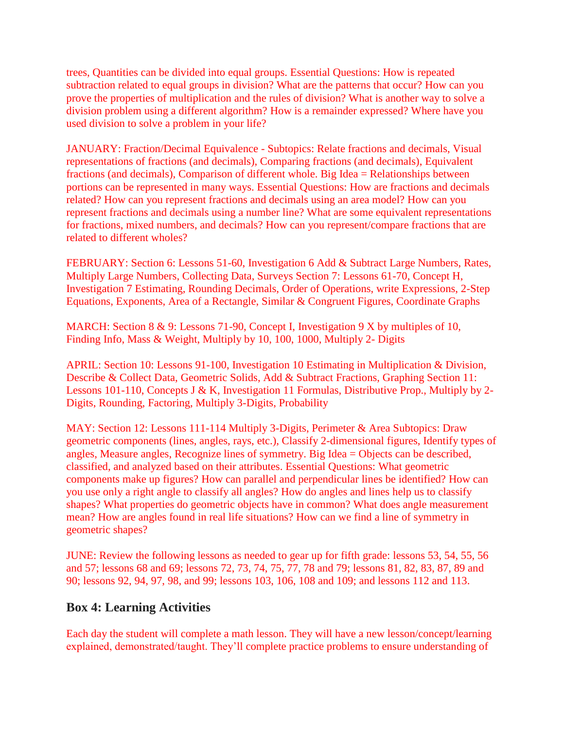trees, Quantities can be divided into equal groups. Essential Questions: How is repeated subtraction related to equal groups in division? What are the patterns that occur? How can you prove the properties of multiplication and the rules of division? What is another way to solve a division problem using a different algorithm? How is a remainder expressed? Where have you used division to solve a problem in your life?

JANUARY: Fraction/Decimal Equivalence - Subtopics: Relate fractions and decimals, Visual representations of fractions (and decimals), Comparing fractions (and decimals), Equivalent fractions (and decimals), Comparison of different whole. Big Idea = Relationships between portions can be represented in many ways. Essential Questions: How are fractions and decimals related? How can you represent fractions and decimals using an area model? How can you represent fractions and decimals using a number line? What are some equivalent representations for fractions, mixed numbers, and decimals? How can you represent/compare fractions that are related to different wholes?

FEBRUARY: Section 6: Lessons 51-60, Investigation 6 Add & Subtract Large Numbers, Rates, Multiply Large Numbers, Collecting Data, Surveys Section 7: Lessons 61-70, Concept H, Investigation 7 Estimating, Rounding Decimals, Order of Operations, write Expressions, 2-Step Equations, Exponents, Area of a Rectangle, Similar & Congruent Figures, Coordinate Graphs

MARCH: Section 8 & 9: Lessons 71-90, Concept I, Investigation 9 X by multiples of 10, Finding Info, Mass & Weight, Multiply by 10, 100, 1000, Multiply 2- Digits

APRIL: Section 10: Lessons 91-100, Investigation 10 Estimating in Multiplication & Division, Describe & Collect Data, Geometric Solids, Add & Subtract Fractions, Graphing Section 11: Lessons 101-110, Concepts J & K, Investigation 11 Formulas, Distributive Prop., Multiply by 2-Digits, Rounding, Factoring, Multiply 3-Digits, Probability

MAY: Section 12: Lessons 111-114 Multiply 3-Digits, Perimeter & Area Subtopics: Draw geometric components (lines, angles, rays, etc.), Classify 2-dimensional figures, Identify types of angles, Measure angles, Recognize lines of symmetry. Big Idea = Objects can be described, classified, and analyzed based on their attributes. Essential Questions: What geometric components make up figures? How can parallel and perpendicular lines be identified? How can you use only a right angle to classify all angles? How do angles and lines help us to classify shapes? What properties do geometric objects have in common? What does angle measurement mean? How are angles found in real life situations? How can we find a line of symmetry in geometric shapes?

JUNE: Review the following lessons as needed to gear up for fifth grade: lessons 53, 54, 55, 56 and 57; lessons 68 and 69; lessons 72, 73, 74, 75, 77, 78 and 79; lessons 81, 82, 83, 87, 89 and 90; lessons 92, 94, 97, 98, and 99; lessons 103, 106, 108 and 109; and lessons 112 and 113.

## Box 4: Learning Activities

Each day the student will complete a math lesson. They will have a new lesson/concept/learning explained, demonstrated/taught. They'll complete practice problems to ensure understanding of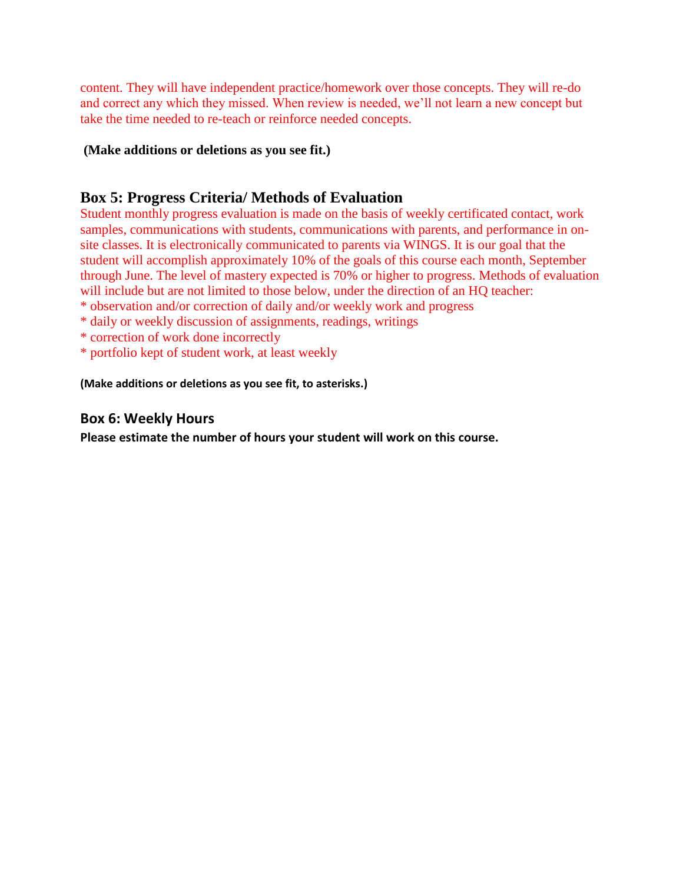content. They will have independent practice/homework over those concepts. They will re-do and correct any which they missed. When review is needed, we'll not learn a new concept but take the time needed to re-teach or reinforce needed concepts.

**(Make additions or deletions as you see fit.)**

## Box 5: Progress Criteria/ Methods of Evaluation

Student monthly progress evaluation is made on the basis of weekly certificated contact, work samples, communications with students, communications with parents, and performance in on-site classes. It is electronically communicated to parents via WINGS. It is our goal that the student will accomplish approximately 10% of the goals of this course each month, September through June. The level of mastery expected is 70% or higher to progress. Methods of evaluation will include but are not limited to those below, under the direction of an HQ teacher:

* observation and/or correction of daily and/or weekly work and progress
* daily or weekly discussion of assignments, readings, writings
* correction of work done incorrectly
* portfolio kept of student work, at least weekly

**(Make additions or deletions as you see fit, to asterisks.)**

## Box 6: Weekly Hours

**Please estimate the number of hours your student will work on this course.**